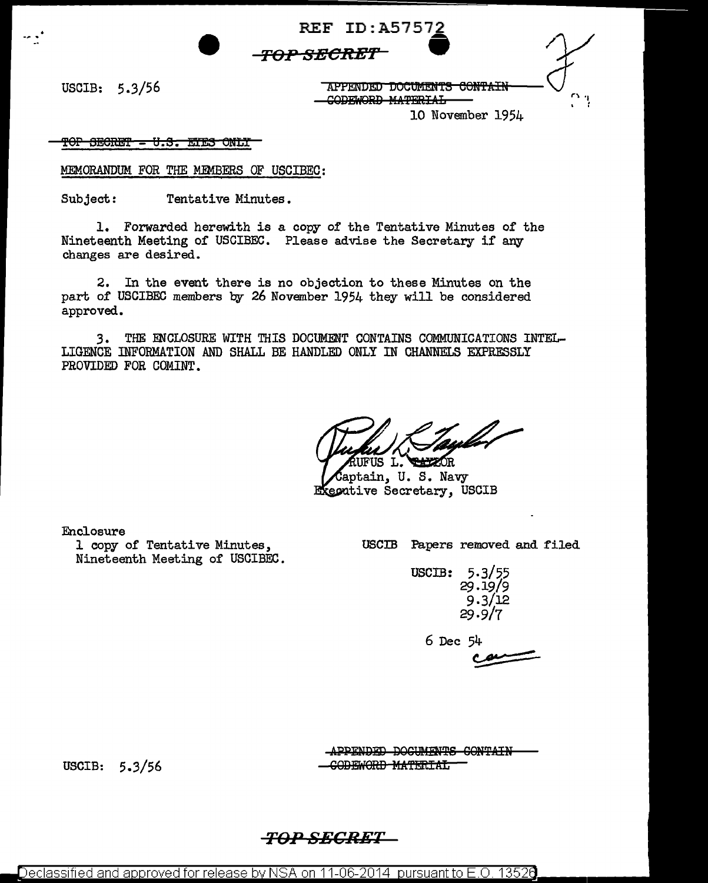REF ID:A57572

~~TOP SECRET~~

USCIB: 5.3/56

~~APPENDED DOCUMENTS CONTAIN CODEWORD MATERIAL~~

10 November 1954

~~TOP SECRET - U.S. EYES ONLY~~

MEMORANDUM FOR THE MEMBERS OF USCIBEC:

Subject: Tentative Minutes.

1. Forwarded herewith is a copy of the Tentative Minutes of the Nineteenth Meeting of USCIBEC. Please advise the Secretary if any changes are desired.

2. In the event there is no objection to these Minutes on the part of USCIBEC members by 26 November 1954 they will be considered approved.

3. THE ENCLOSURE WITH THIS DOCUMENT CONTAINS COMMUNICATIONS INTELLIGENCE INFORMATION AND SHALL BE HANDLED ONLY IN CHANNELS EXPRESSLY PROVIDED FOR COMINT.

RUFUS L. TAYLOR
Captain, U. S. Navy
Executive Secretary, USCIB

Enclosure
1 copy of Tentative Minutes, Nineteenth Meeting of USCIBEC.

USCIB Papers removed and filed

USCIB: 5.3/55
29.19/9
9.3/12
29.9/7

6 Dec 54

USCIB: 5.3/56

~~APPENDED DOCUMENTS CONTAIN CODEWORD MATERIAL~~

~~TOP SECRET~~

Declassified and approved for release by NSA on 11-06-2014 pursuant to E.O. 13526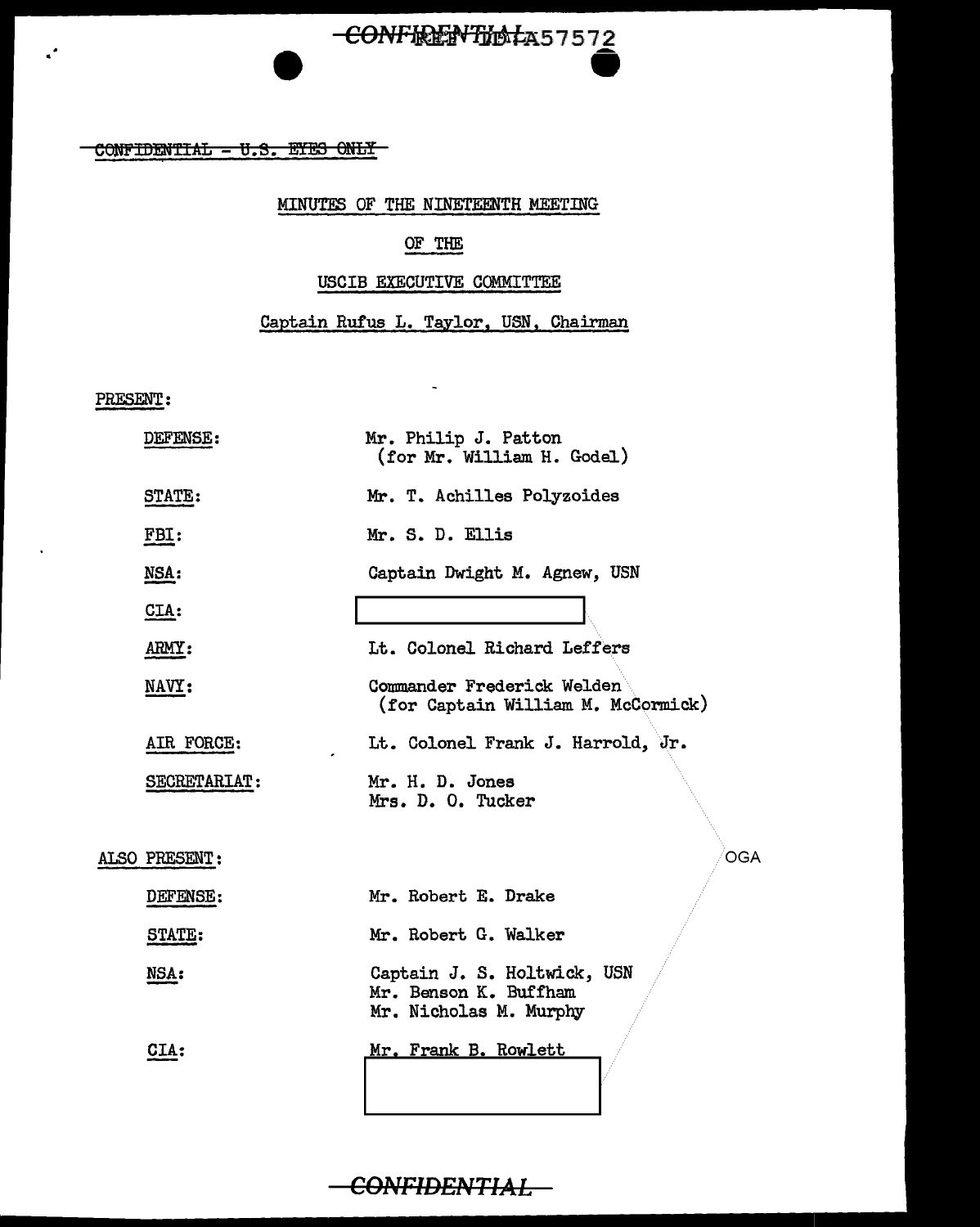CONFIDENTIAL - U.S. EYES ONLY

MINUTES OF THE NINETEENTH MEETING

OF THE

USCIB EXECUTIVE COMMITTEE

Captain Rufus L. Taylor, USN, Chairman

PRESENT:

| | |
|---|---|
| DEFENSE: | Mr. Philip J. Patton (for Mr. William H. Godel) |
| STATE: | Mr. T. Achilles Polyzoides |
| FBI: | Mr. S. D. Ellis |
| NSA: | Captain Dwight M. Agnew, USN |
| CIA: | [redacted] |
| ARMY: | Lt. Colonel Richard Leffers |
| NAVY: | Commander Frederick Welden (for Captain William M. McCormick) |
| AIR FORCE: | Lt. Colonel Frank J. Harrold, Jr. |
| SECRETARIAT: | Mr. H. D. Jones<br>Mrs. D. O. Tucker |

ALSO PRESENT:

| | |
|---|---|
| DEFENSE: | Mr. Robert E. Drake |
| STATE: | Mr. Robert G. Walker |
| NSA: | Captain J. S. Holtwick, USN<br>Mr. Benson K. Buffham<br>Mr. Nicholas M. Murphy |
| CIA: | Mr. Frank B. Rowlett<br>[redacted] |

OGA

CONFIDENTIAL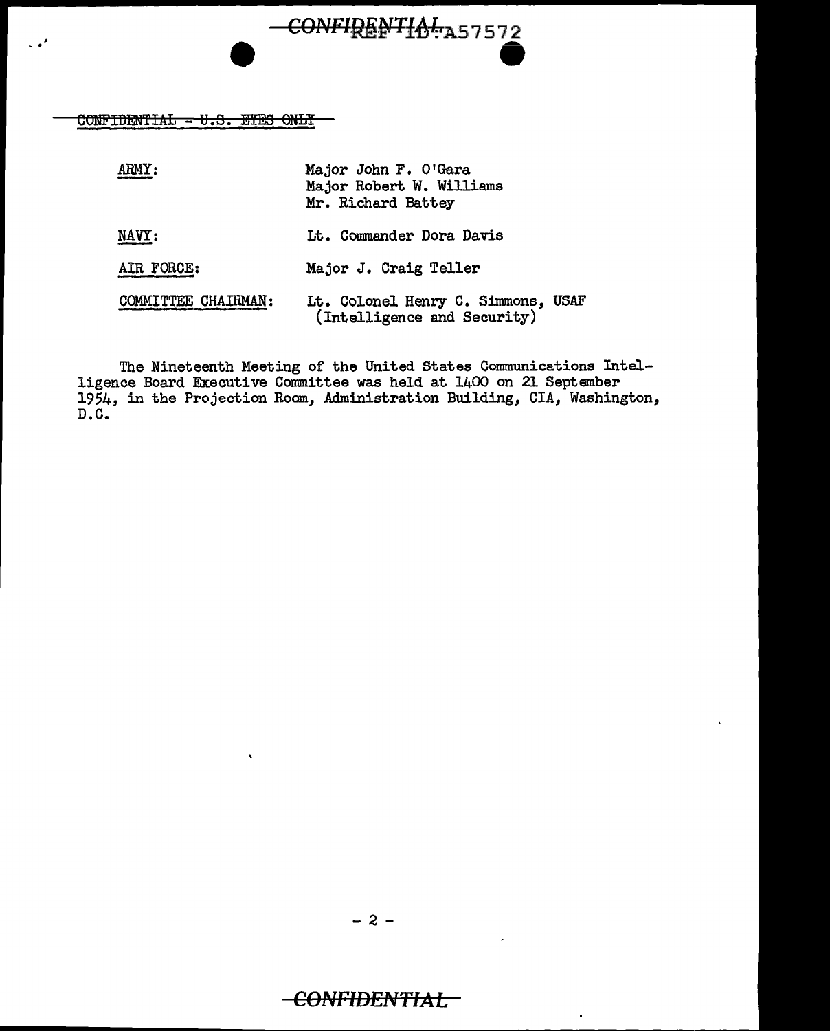CONFIDENTIAL - U.S. EYES ONLY

| | |
|---|---|
| ARMY: | Major John F. O'Gara<br>Major Robert W. Williams<br>Mr. Richard Battey |
| NAVY: | Lt. Commander Dora Davis |
| AIR FORCE: | Major J. Craig Teller |
| COMMITTEE CHAIRMAN: | Lt. Colonel Henry C. Simmons, USAF<br>(Intelligence and Security) |

The Nineteenth Meeting of the United States Communications Intelligence Board Executive Committee was held at 1400 on 21 September 1954, in the Projection Room, Administration Building, CIA, Washington, D.C.